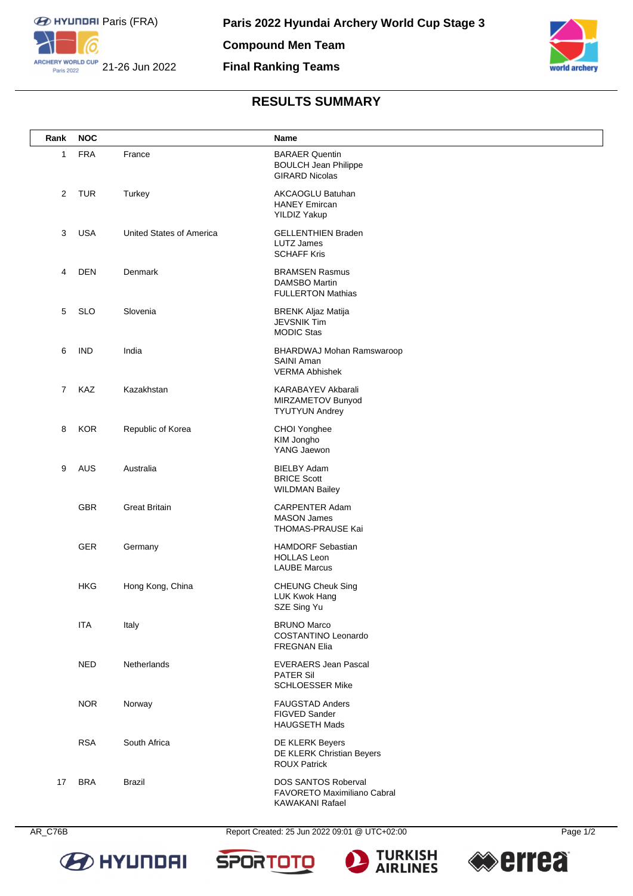Paris (FRA)

21-26 Jun 2022

# Paris 2022 Hyundai Archery World Cup Stage 3

## Compound Men Team

## Final Ranking Teams

### RESULTS SUMMARY

| Rank | NOC | | Name |
|---|---|---|---|
| 1 | FRA | France | BARAER Quentin<br>BOULCH Jean Philippe<br>GIRARD Nicolas |
| 2 | TUR | Turkey | AKCAOGLU Batuhan<br>HANEY Emircan<br>YILDIZ Yakup |
| 3 | USA | United States of America | GELLENTHIEN Braden<br>LUTZ James<br>SCHAFF Kris |
| 4 | DEN | Denmark | BRAMSEN Rasmus<br>DAMSBO Martin<br>FULLERTON Mathias |
| 5 | SLO | Slovenia | BRENK Aljaz Matija<br>JEVSNIK Tim<br>MODIC Stas |
| 6 | IND | India | BHARDWAJ Mohan Ramswaroop<br>SAINI Aman<br>VERMA Abhishek |
| 7 | KAZ | Kazakhstan | KARABAYEV Akbarali<br>MIRZAMETOV Bunyod<br>TYUTYUN Andrey |
| 8 | KOR | Republic of Korea | CHOI Yonghee<br>KIM Jongho<br>YANG Jaewon |
| 9 | AUS | Australia | BIELBY Adam<br>BRICE Scott<br>WILDMAN Bailey |
| | GBR | Great Britain | CARPENTER Adam<br>MASON James<br>THOMAS-PRAUSE Kai |
| | GER | Germany | HAMDORF Sebastian<br>HOLLAS Leon<br>LAUBE Marcus |
| | HKG | Hong Kong, China | CHEUNG Cheuk Sing<br>LUK Kwok Hang<br>SZE Sing Yu |
| | ITA | Italy | BRUNO Marco<br>COSTANTINO Leonardo<br>FREGNAN Elia |
| | NED | Netherlands | EVERAERS Jean Pascal<br>PATER Sil<br>SCHLOESSER Mike |
| | NOR | Norway | FAUGSTAD Anders<br>FIGVED Sander<br>HAUGSETH Mads |
| | RSA | South Africa | DE KLERK Beyers<br>DE KLERK Christian Beyers<br>ROUX Patrick |
| 17 | BRA | Brazil | DOS SANTOS Roberval<br>FAVORETO Maximiliano Cabral<br>KAWAKANI Rafael |

AR_C76B Report Created: 25 Jun 2022 09:01 @ UTC+02:00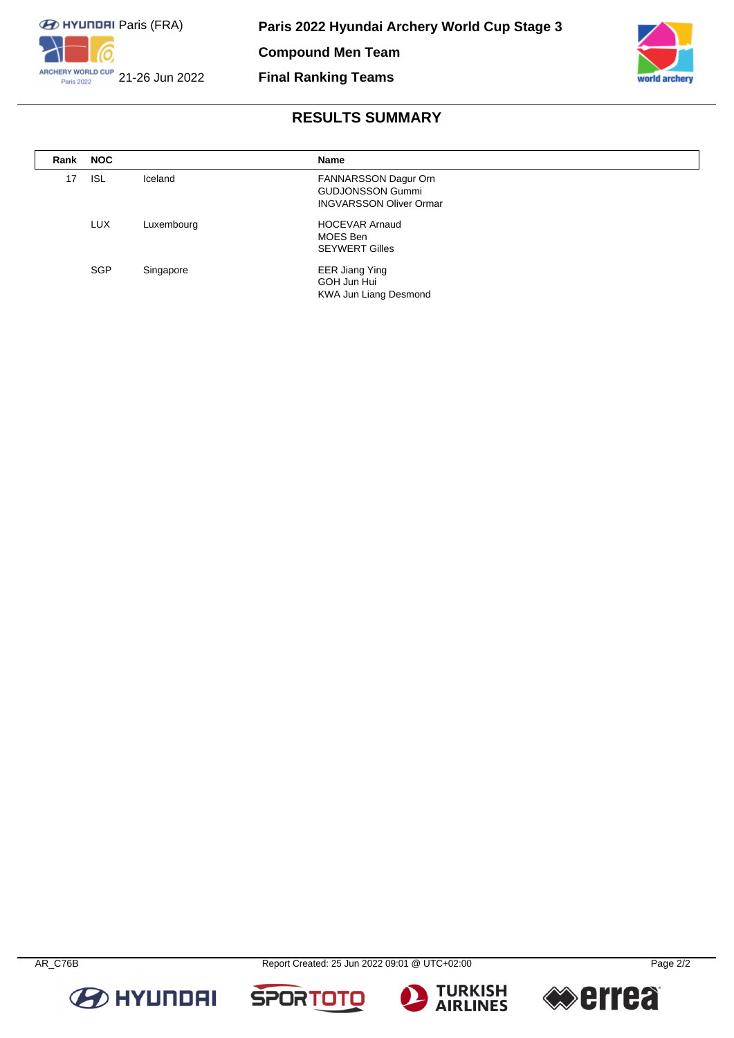## RESULTS SUMMARY

| Rank | NOC | | Name |
|---|---|---|---|
| 17 | ISL | Iceland | FANNARSSON Dagur Orn<br>GUDJONSSON Gummi<br>INGVARSSON Oliver Ormar |
| | LUX | Luxembourg | HOCEVAR Arnaud<br>MOES Ben<br>SEYWERT Gilles |
| | SGP | Singapore | EER Jiang Ying<br>GOH Jun Hui<br>KWA Jun Liang Desmond |

AR_C76B

Report Created: 25 Jun 2022 09:01 @ UTC+02:00